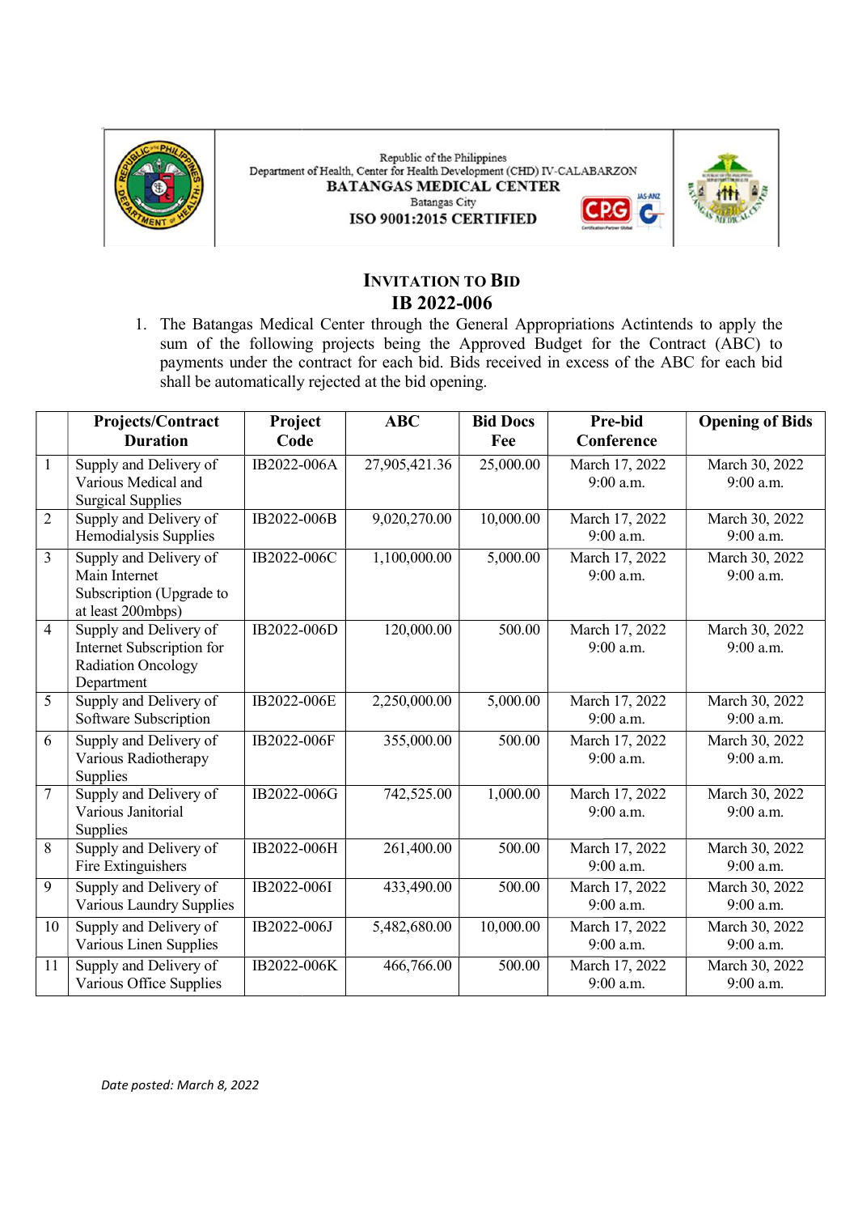Republic of the Philippines
Department of Health, Center for Health Development (CHD) IV-CALABARZON
**BATANGAS MEDICAL CENTER**
Batangas City
**ISO 9001:2015 CERTIFIED**

# INVITATION TO BID
## IB 2022-006

1. The Batangas Medical Center through the General Appropriations Actintends to apply the sum of the following projects being the Approved Budget for the Contract (ABC) to payments under the contract for each bid. Bids received in excess of the ABC for each bid shall be automatically rejected at the bid opening.

| | Projects/Contract Duration | Project Code | ABC | Bid Docs Fee | Pre-bid Conference | Opening of Bids |
|---|---|---|---|---|---|---|
| 1 | Supply and Delivery of Various Medical and Surgical Supplies | IB2022-006A | 27,905,421.36 | 25,000.00 | March 17, 2022 9:00 a.m. | March 30, 2022 9:00 a.m. |
| 2 | Supply and Delivery of Hemodialysis Supplies | IB2022-006B | 9,020,270.00 | 10,000.00 | March 17, 2022 9:00 a.m. | March 30, 2022 9:00 a.m. |
| 3 | Supply and Delivery of Main Internet Subscription (Upgrade to at least 200mbps) | IB2022-006C | 1,100,000.00 | 5,000.00 | March 17, 2022 9:00 a.m. | March 30, 2022 9:00 a.m. |
| 4 | Supply and Delivery of Internet Subscription for Radiation Oncology Department | IB2022-006D | 120,000.00 | 500.00 | March 17, 2022 9:00 a.m. | March 30, 2022 9:00 a.m. |
| 5 | Supply and Delivery of Software Subscription | IB2022-006E | 2,250,000.00 | 5,000.00 | March 17, 2022 9:00 a.m. | March 30, 2022 9:00 a.m. |
| 6 | Supply and Delivery of Various Radiotherapy Supplies | IB2022-006F | 355,000.00 | 500.00 | March 17, 2022 9:00 a.m. | March 30, 2022 9:00 a.m. |
| 7 | Supply and Delivery of Various Janitorial Supplies | IB2022-006G | 742,525.00 | 1,000.00 | March 17, 2022 9:00 a.m. | March 30, 2022 9:00 a.m. |
| 8 | Supply and Delivery of Fire Extinguishers | IB2022-006H | 261,400.00 | 500.00 | March 17, 2022 9:00 a.m. | March 30, 2022 9:00 a.m. |
| 9 | Supply and Delivery of Various Laundry Supplies | IB2022-006I | 433,490.00 | 500.00 | March 17, 2022 9:00 a.m. | March 30, 2022 9:00 a.m. |
| 10 | Supply and Delivery of Various Linen Supplies | IB2022-006J | 5,482,680.00 | 10,000.00 | March 17, 2022 9:00 a.m. | March 30, 2022 9:00 a.m. |
| 11 | Supply and Delivery of Various Office Supplies | IB2022-006K | 466,766.00 | 500.00 | March 17, 2022 9:00 a.m. | March 30, 2022 9:00 a.m. |

*Date posted: March 8, 2022*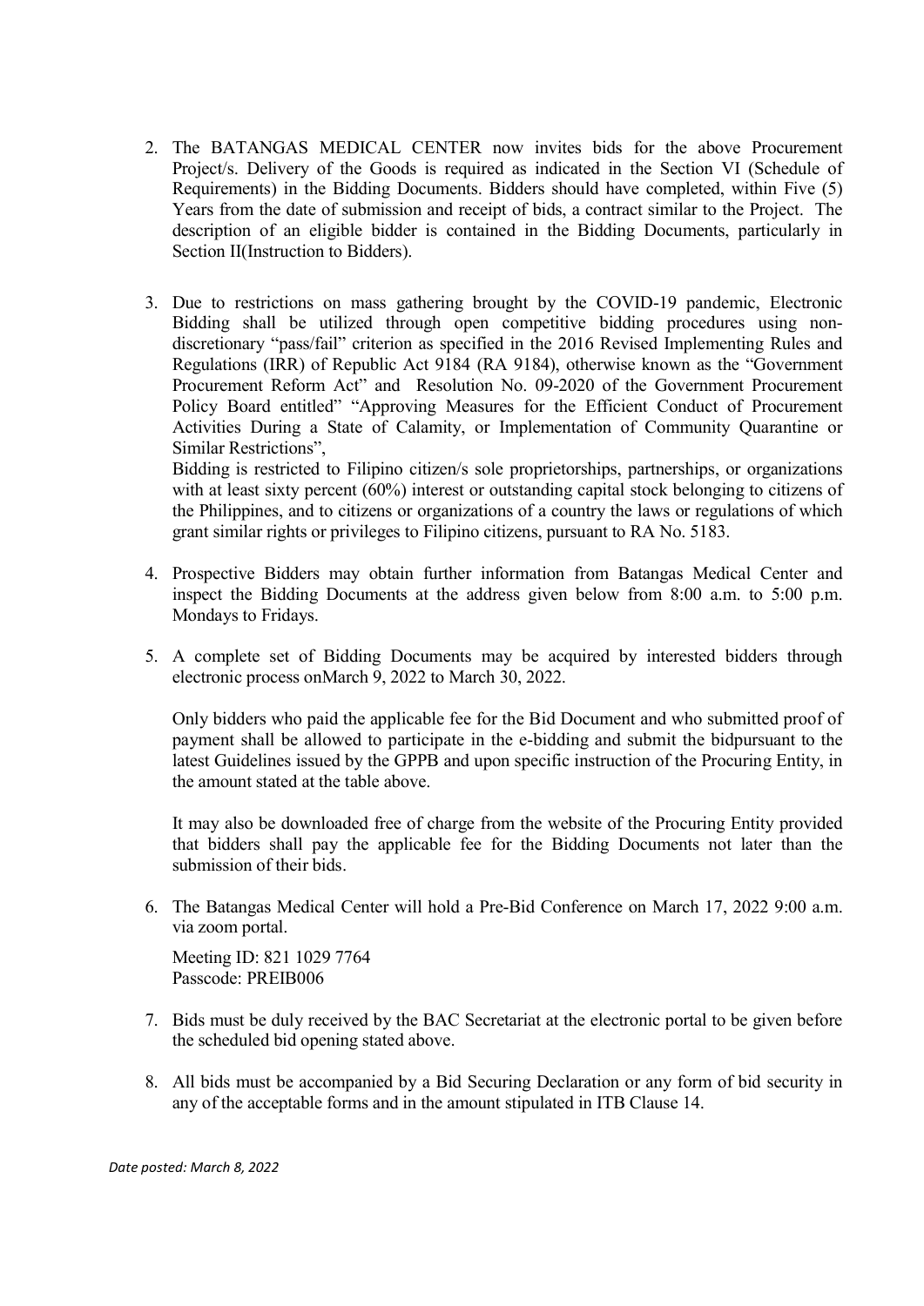2. The BATANGAS MEDICAL CENTER now invites bids for the above Procurement Project/s. Delivery of the Goods is required as indicated in the Section VI (Schedule of Requirements) in the Bidding Documents. Bidders should have completed, within Five (5) Years from the date of submission and receipt of bids, a contract similar to the Project. The description of an eligible bidder is contained in the Bidding Documents, particularly in Section II(Instruction to Bidders).

3. Due to restrictions on mass gathering brought by the COVID-19 pandemic, Electronic Bidding shall be utilized through open competitive bidding procedures using non-discretionary "pass/fail" criterion as specified in the 2016 Revised Implementing Rules and Regulations (IRR) of Republic Act 9184 (RA 9184), otherwise known as the "Government Procurement Reform Act" and Resolution No. 09-2020 of the Government Procurement Policy Board entitled" "Approving Measures for the Efficient Conduct of Procurement Activities During a State of Calamity, or Implementation of Community Quarantine or Similar Restrictions",

   Bidding is restricted to Filipino citizen/s sole proprietorships, partnerships, or organizations with at least sixty percent (60%) interest or outstanding capital stock belonging to citizens of the Philippines, and to citizens or organizations of a country the laws or regulations of which grant similar rights or privileges to Filipino citizens, pursuant to RA No. 5183.

4. Prospective Bidders may obtain further information from Batangas Medical Center and inspect the Bidding Documents at the address given below from 8:00 a.m. to 5:00 p.m. Mondays to Fridays.

5. A complete set of Bidding Documents may be acquired by interested bidders through electronic process onMarch 9, 2022 to March 30, 2022.

   Only bidders who paid the applicable fee for the Bid Document and who submitted proof of payment shall be allowed to participate in the e-bidding and submit the bidpursuant to the latest Guidelines issued by the GPPB and upon specific instruction of the Procuring Entity, in the amount stated at the table above.

   It may also be downloaded free of charge from the website of the Procuring Entity provided that bidders shall pay the applicable fee for the Bidding Documents not later than the submission of their bids.

6. The Batangas Medical Center will hold a Pre-Bid Conference on March 17, 2022 9:00 a.m. via zoom portal.

   Meeting ID: 821 1029 7764
   Passcode: PREIB006

7. Bids must be duly received by the BAC Secretariat at the electronic portal to be given before the scheduled bid opening stated above.

8. All bids must be accompanied by a Bid Securing Declaration or any form of bid security in any of the acceptable forms and in the amount stipulated in ITB Clause 14.

*Date posted: March 8, 2022*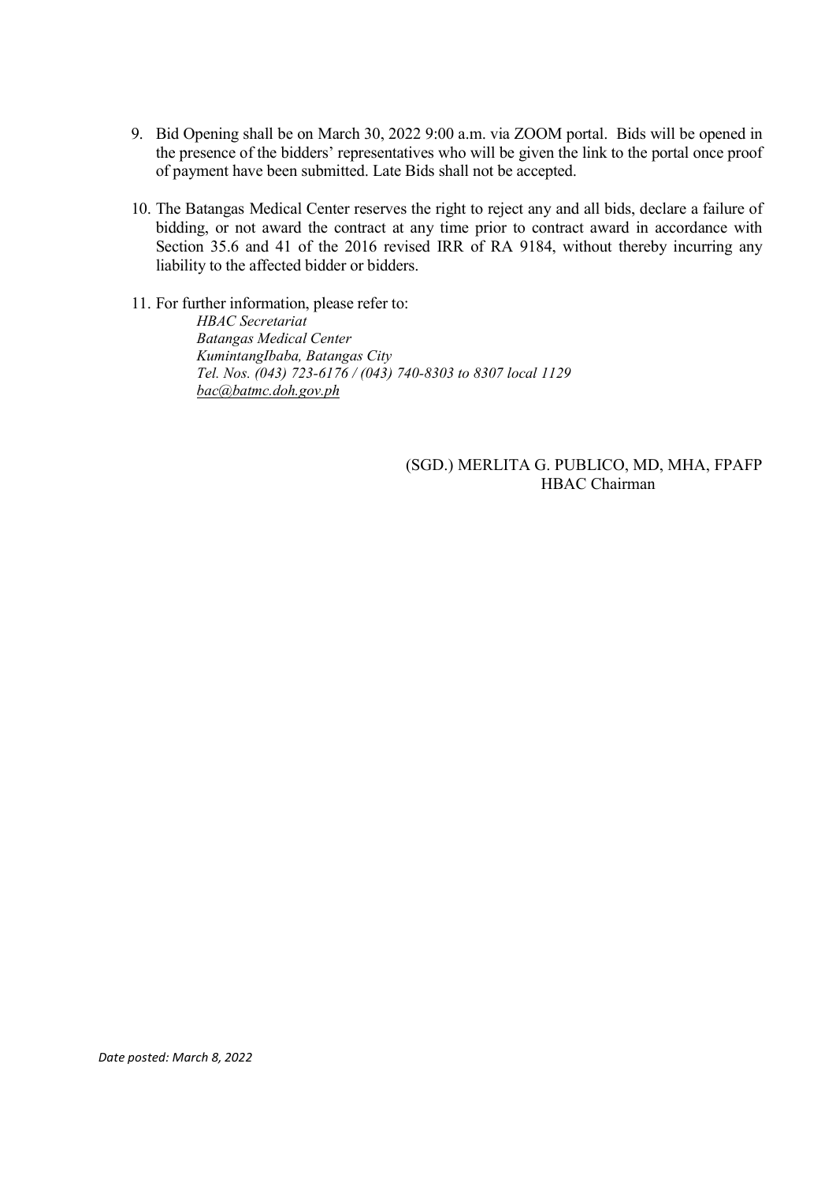9. Bid Opening shall be on March 30, 2022 9:00 a.m. via ZOOM portal. Bids will be opened in the presence of the bidders' representatives who will be given the link to the portal once proof of payment have been submitted. Late Bids shall not be accepted.

10. The Batangas Medical Center reserves the right to reject any and all bids, declare a failure of bidding, or not award the contract at any time prior to contract award in accordance with Section 35.6 and 41 of the 2016 revised IRR of RA 9184, without thereby incurring any liability to the affected bidder or bidders.

11. For further information, please refer to:

    *HBAC Secretariat*
    *Batangas Medical Center*
    *KumintangIbaba, Batangas City*
    *Tel. Nos. (043) 723-6176 / (043) 740-8303 to 8307 local 1129*
    *bac@batmc.doh.gov.ph*

(SGD.) MERLITA G. PUBLICO, MD, MHA, FPAFP
HBAC Chairman

*Date posted: March 8, 2022*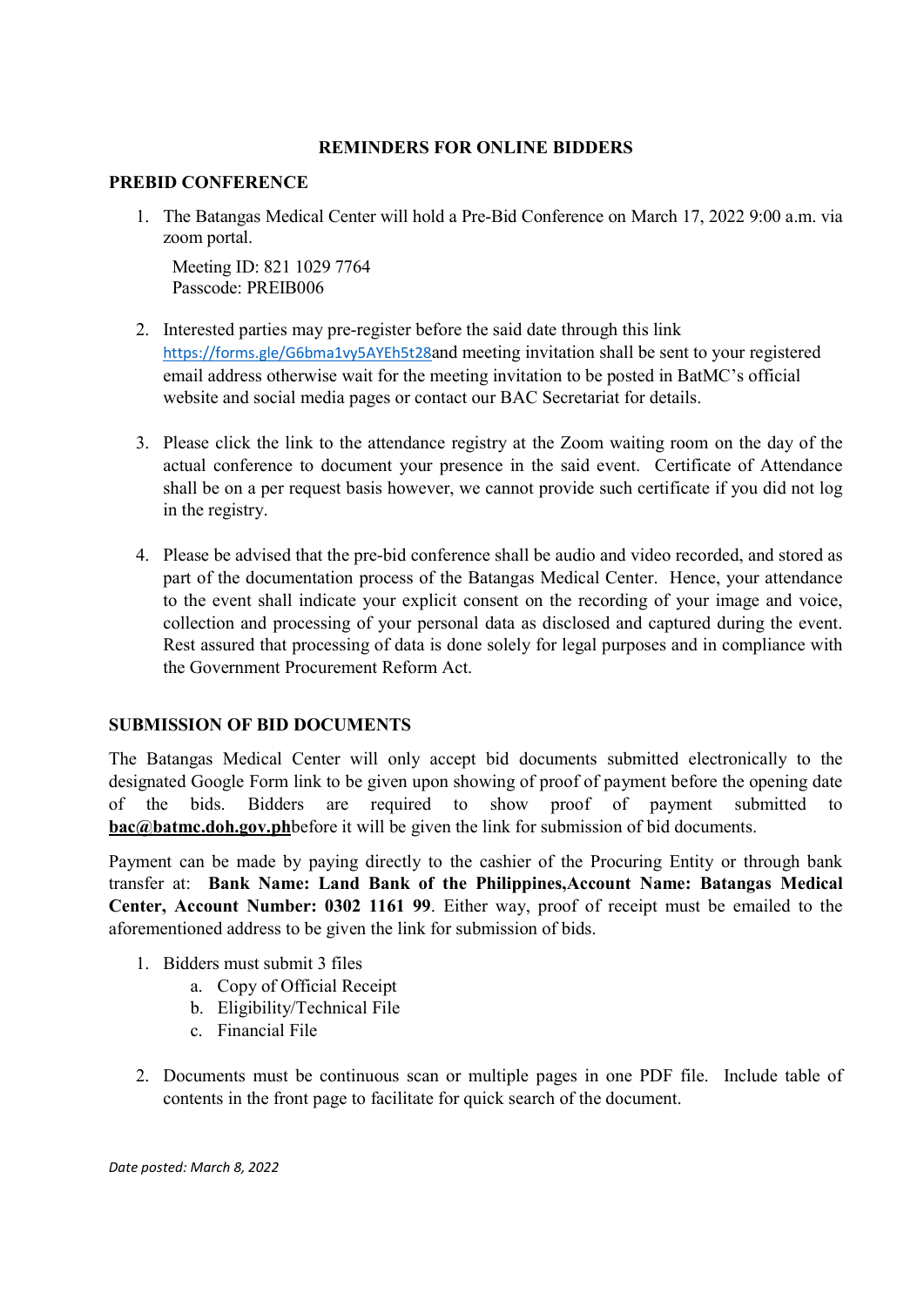## REMINDERS FOR ONLINE BIDDERS

### PREBID CONFERENCE

1. The Batangas Medical Center will hold a Pre-Bid Conference on March 17, 2022 9:00 a.m. via zoom portal.

   Meeting ID: 821 1029 7764
   Passcode: PREIB006

2. Interested parties may pre-register before the said date through this link https://forms.gle/G6bma1vy5AYEh5t28and meeting invitation shall be sent to your registered email address otherwise wait for the meeting invitation to be posted in BatMC's official website and social media pages or contact our BAC Secretariat for details.

3. Please click the link to the attendance registry at the Zoom waiting room on the day of the actual conference to document your presence in the said event. Certificate of Attendance shall be on a per request basis however, we cannot provide such certificate if you did not log in the registry.

4. Please be advised that the pre-bid conference shall be audio and video recorded, and stored as part of the documentation process of the Batangas Medical Center. Hence, your attendance to the event shall indicate your explicit consent on the recording of your image and voice, collection and processing of your personal data as disclosed and captured during the event. Rest assured that processing of data is done solely for legal purposes and in compliance with the Government Procurement Reform Act.

### SUBMISSION OF BID DOCUMENTS

The Batangas Medical Center will only accept bid documents submitted electronically to the designated Google Form link to be given upon showing of proof of payment before the opening date of the bids. Bidders are required to show proof of payment submitted to **bac@batmc.doh.gov.ph**before it will be given the link for submission of bid documents.

Payment can be made by paying directly to the cashier of the Procuring Entity or through bank transfer at: **Bank Name: Land Bank of the Philippines,Account Name: Batangas Medical Center, Account Number: 0302 1161 99**. Either way, proof of receipt must be emailed to the aforementioned address to be given the link for submission of bids.

1. Bidders must submit 3 files
   a. Copy of Official Receipt
   b. Eligibility/Technical File
   c. Financial File

2. Documents must be continuous scan or multiple pages in one PDF file. Include table of contents in the front page to facilitate for quick search of the document.

*Date posted: March 8, 2022*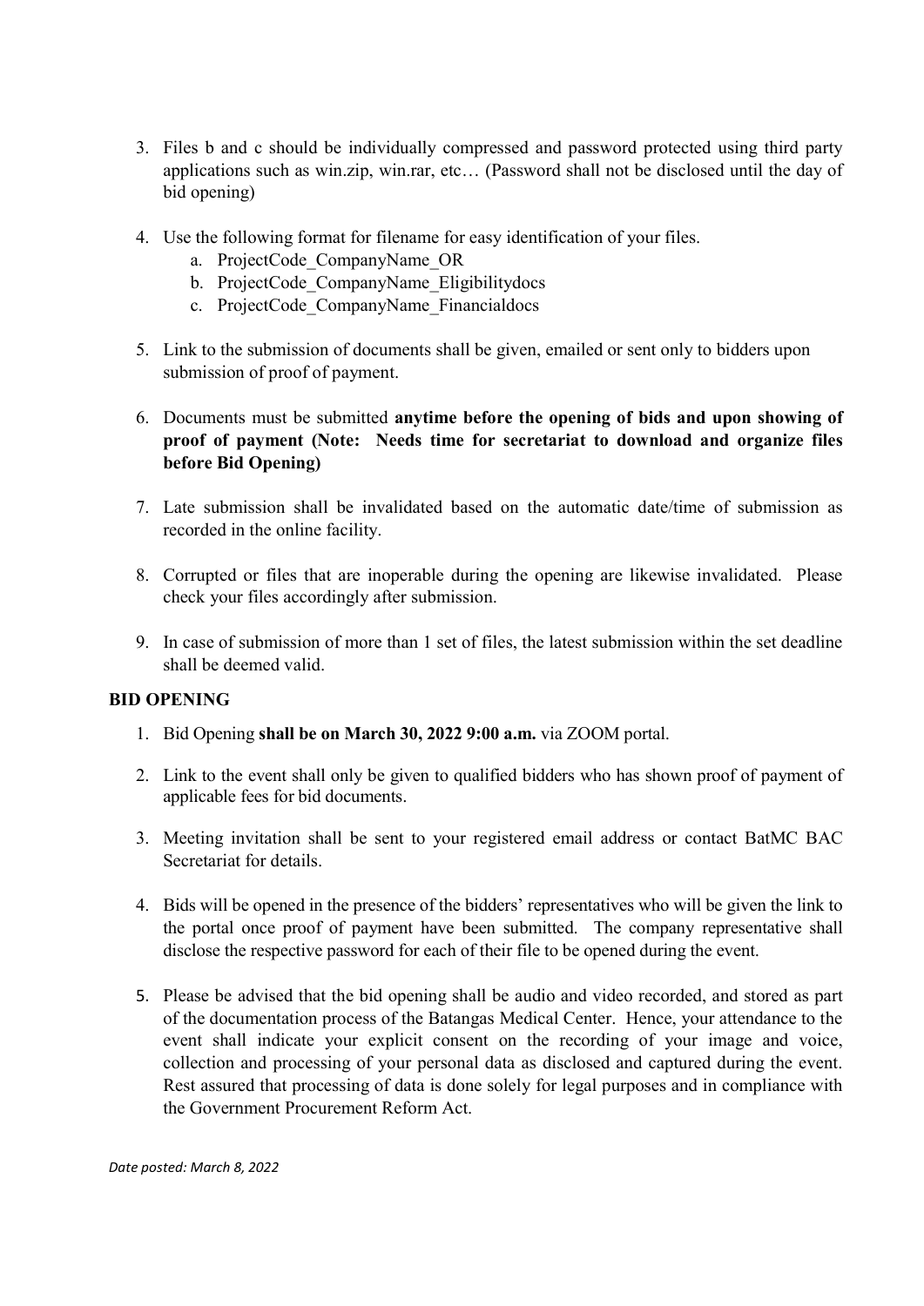3. Files b and c should be individually compressed and password protected using third party applications such as win.zip, win.rar, etc… (Password shall not be disclosed until the day of bid opening)

4. Use the following format for filename for easy identification of your files.
   a. ProjectCode_CompanyName_OR
   b. ProjectCode_CompanyName_Eligibilitydocs
   c. ProjectCode_CompanyName_Financialdocs

5. Link to the submission of documents shall be given, emailed or sent only to bidders upon submission of proof of payment.

6. Documents must be submitted **anytime before the opening of bids and upon showing of proof of payment (Note: Needs time for secretariat to download and organize files before Bid Opening)**

7. Late submission shall be invalidated based on the automatic date/time of submission as recorded in the online facility.

8. Corrupted or files that are inoperable during the opening are likewise invalidated. Please check your files accordingly after submission.

9. In case of submission of more than 1 set of files, the latest submission within the set deadline shall be deemed valid.

**BID OPENING**

1. Bid Opening **shall be on March 30, 2022 9:00 a.m.** via ZOOM portal.

2. Link to the event shall only be given to qualified bidders who has shown proof of payment of applicable fees for bid documents.

3. Meeting invitation shall be sent to your registered email address or contact BatMC BAC Secretariat for details.

4. Bids will be opened in the presence of the bidders' representatives who will be given the link to the portal once proof of payment have been submitted. The company representative shall disclose the respective password for each of their file to be opened during the event.

5. Please be advised that the bid opening shall be audio and video recorded, and stored as part of the documentation process of the Batangas Medical Center. Hence, your attendance to the event shall indicate your explicit consent on the recording of your image and voice, collection and processing of your personal data as disclosed and captured during the event. Rest assured that processing of data is done solely for legal purposes and in compliance with the Government Procurement Reform Act.

*Date posted: March 8, 2022*